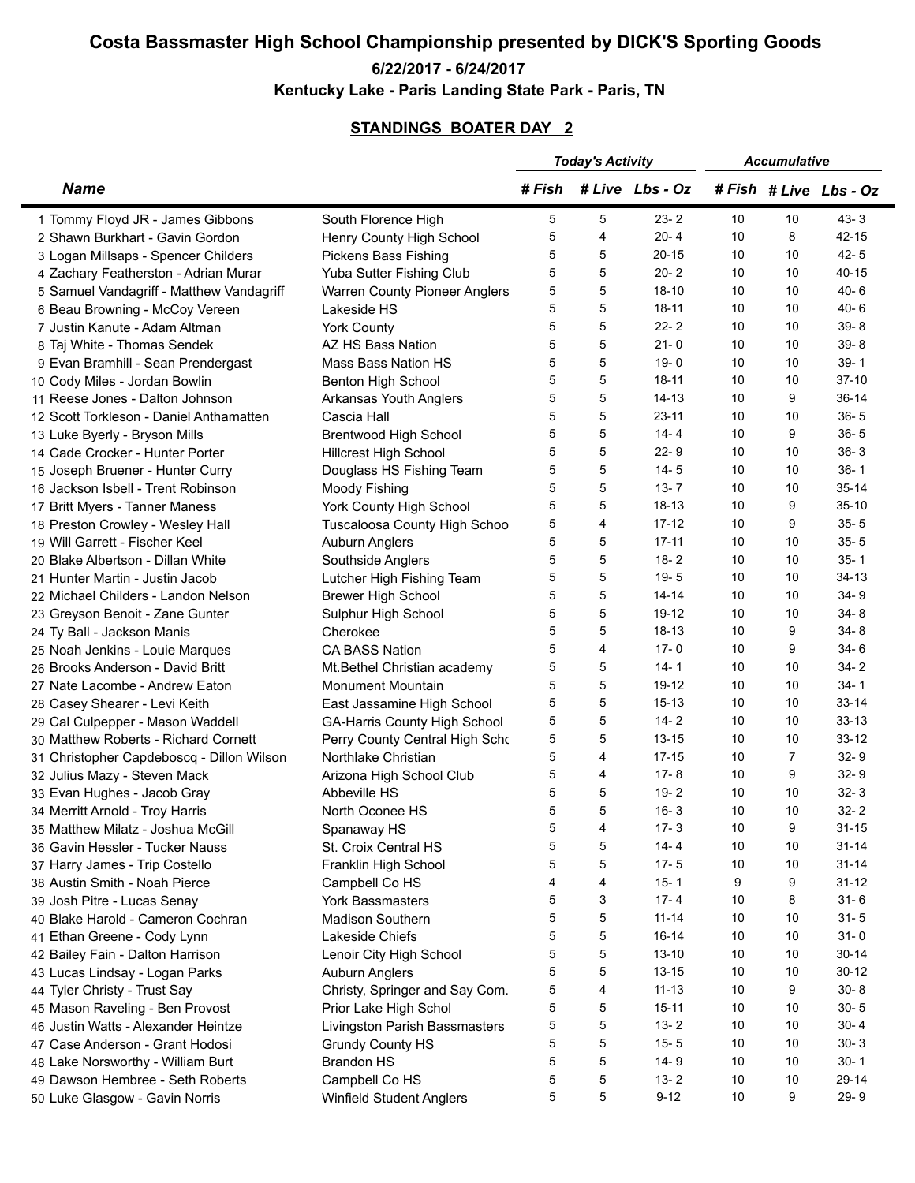# Costa Bassmaster High School Championship presented by DICK'S Sporting Goods

### 6/22/2017 - 6/24/2017

### Kentucky Lake - Paris Landing State Park - Paris, TN

## STANDINGS BOATER DAY 2

| | | | *Today's Activity* | | | *Accumulative* | | |
|---|---|---|---|---|---|---|---|---|
| | **Name** | | **# Fish** | **# Live** | **Lbs - Oz** | **# Fish** | **# Live** | **Lbs - Oz** |
| 1 | Tommy Floyd JR - James Gibbons | South Florence High | 5 | 5 | 23- 2 | 10 | 10 | 43- 3 |
| 2 | Shawn Burkhart - Gavin Gordon | Henry County High School | 5 | 4 | 20- 4 | 10 | 8 | 42-15 |
| 3 | Logan Millsaps - Spencer Childers | Pickens Bass Fishing | 5 | 5 | 20-15 | 10 | 10 | 42- 5 |
| 4 | Zachary Featherston - Adrian Murar | Yuba Sutter Fishing Club | 5 | 5 | 20- 2 | 10 | 10 | 40-15 |
| 5 | Samuel Vandagriff - Matthew Vandagriff | Warren County Pioneer Anglers | 5 | 5 | 18-10 | 10 | 10 | 40- 6 |
| 6 | Beau Browning - McCoy Vereen | Lakeside HS | 5 | 5 | 18-11 | 10 | 10 | 40- 6 |
| 7 | Justin Kanute - Adam Altman | York County | 5 | 5 | 22- 2 | 10 | 10 | 39- 8 |
| 8 | Taj White - Thomas Sendek | AZ HS Bass Nation | 5 | 5 | 21- 0 | 10 | 10 | 39- 8 |
| 9 | Evan Bramhill - Sean Prendergast | Mass Bass Nation HS | 5 | 5 | 19- 0 | 10 | 10 | 39- 1 |
| 10 | Cody Miles - Jordan Bowlin | Benton High School | 5 | 5 | 18-11 | 10 | 10 | 37-10 |
| 11 | Reese Jones - Dalton Johnson | Arkansas Youth Anglers | 5 | 5 | 14-13 | 10 | 9 | 36-14 |
| 12 | Scott Torkleson - Daniel Anthamatten | Cascia Hall | 5 | 5 | 23-11 | 10 | 10 | 36- 5 |
| 13 | Luke Byerly - Bryson Mills | Brentwood High School | 5 | 5 | 14- 4 | 10 | 9 | 36- 5 |
| 14 | Cade Crocker - Hunter Porter | Hillcrest High School | 5 | 5 | 22- 9 | 10 | 10 | 36- 3 |
| 15 | Joseph Bruener - Hunter Curry | Douglass HS Fishing Team | 5 | 5 | 14- 5 | 10 | 10 | 36- 1 |
| 16 | Jackson Isbell - Trent Robinson | Moody Fishing | 5 | 5 | 13- 7 | 10 | 10 | 35-14 |
| 17 | Britt Myers - Tanner Maness | York County High School | 5 | 5 | 18-13 | 10 | 9 | 35-10 |
| 18 | Preston Crowley - Wesley Hall | Tuscaloosa County High Schoo | 5 | 4 | 17-12 | 10 | 9 | 35- 5 |
| 19 | Will Garrett - Fischer Keel | Auburn Anglers | 5 | 5 | 17-11 | 10 | 10 | 35- 5 |
| 20 | Blake Albertson - Dillan White | Southside Anglers | 5 | 5 | 18- 2 | 10 | 10 | 35- 1 |
| 21 | Hunter Martin - Justin Jacob | Lutcher High Fishing Team | 5 | 5 | 19- 5 | 10 | 10 | 34-13 |
| 22 | Michael Childers - Landon Nelson | Brewer High School | 5 | 5 | 14-14 | 10 | 10 | 34- 9 |
| 23 | Greyson Benoit - Zane Gunter | Sulphur High School | 5 | 5 | 19-12 | 10 | 10 | 34- 8 |
| 24 | Ty Ball - Jackson Manis | Cherokee | 5 | 5 | 18-13 | 10 | 9 | 34- 8 |
| 25 | Noah Jenkins - Louie Marques | CA BASS Nation | 5 | 4 | 17- 0 | 10 | 9 | 34- 6 |
| 26 | Brooks Anderson - David Britt | Mt.Bethel Christian academy | 5 | 5 | 14- 1 | 10 | 10 | 34- 2 |
| 27 | Nate Lacombe - Andrew Eaton | Monument Mountain | 5 | 5 | 19-12 | 10 | 10 | 34- 1 |
| 28 | Casey Shearer - Levi Keith | East Jassamine High School | 5 | 5 | 15-13 | 10 | 10 | 33-14 |
| 29 | Cal Culpepper - Mason Waddell | GA-Harris County High School | 5 | 5 | 14- 2 | 10 | 10 | 33-13 |
| 30 | Matthew Roberts - Richard Cornett | Perry County Central High Schc | 5 | 5 | 13-15 | 10 | 10 | 33-12 |
| 31 | Christopher Capdeboscq - Dillon Wilson | Northlake Christian | 5 | 4 | 17-15 | 10 | 7 | 32- 9 |
| 32 | Julius Mazy - Steven Mack | Arizona High School Club | 5 | 4 | 17- 8 | 10 | 9 | 32- 9 |
| 33 | Evan Hughes - Jacob Gray | Abbeville HS | 5 | 5 | 19- 2 | 10 | 10 | 32- 3 |
| 34 | Merritt Arnold - Troy Harris | North Oconee HS | 5 | 5 | 16- 3 | 10 | 10 | 32- 2 |
| 35 | Matthew Milatz - Joshua McGill | Spanaway HS | 5 | 4 | 17- 3 | 10 | 9 | 31-15 |
| 36 | Gavin Hessler - Tucker Nauss | St. Croix Central HS | 5 | 5 | 14- 4 | 10 | 10 | 31-14 |
| 37 | Harry James - Trip Costello | Franklin High School | 5 | 5 | 17- 5 | 10 | 10 | 31-14 |
| 38 | Austin Smith - Noah Pierce | Campbell Co HS | 4 | 4 | 15- 1 | 9 | 9 | 31-12 |
| 39 | Josh Pitre - Lucas Senay | York Bassmasters | 5 | 3 | 17- 4 | 10 | 8 | 31- 6 |
| 40 | Blake Harold - Cameron Cochran | Madison Southern | 5 | 5 | 11-14 | 10 | 10 | 31- 5 |
| 41 | Ethan Greene - Cody Lynn | Lakeside Chiefs | 5 | 5 | 16-14 | 10 | 10 | 31- 0 |
| 42 | Bailey Fain - Dalton Harrison | Lenoir City High School | 5 | 5 | 13-10 | 10 | 10 | 30-14 |
| 43 | Lucas Lindsay - Logan Parks | Auburn Anglers | 5 | 5 | 13-15 | 10 | 10 | 30-12 |
| 44 | Tyler Christy - Trust Say | Christy, Springer and Say Com. | 5 | 4 | 11-13 | 10 | 9 | 30- 8 |
| 45 | Mason Raveling - Ben Provost | Prior Lake High Schol | 5 | 5 | 15-11 | 10 | 10 | 30- 5 |
| 46 | Justin Watts - Alexander Heintze | Livingston Parish Bassmasters | 5 | 5 | 13- 2 | 10 | 10 | 30- 4 |
| 47 | Case Anderson - Grant Hodosi | Grundy County HS | 5 | 5 | 15- 5 | 10 | 10 | 30- 3 |
| 48 | Lake Norsworthy - William Burt | Brandon HS | 5 | 5 | 14- 9 | 10 | 10 | 30- 1 |
| 49 | Dawson Hembree - Seth Roberts | Campbell Co HS | 5 | 5 | 13- 2 | 10 | 10 | 29-14 |
| 50 | Luke Glasgow - Gavin Norris | Winfield Student Anglers | 5 | 5 | 9-12 | 10 | 9 | 29- 9 |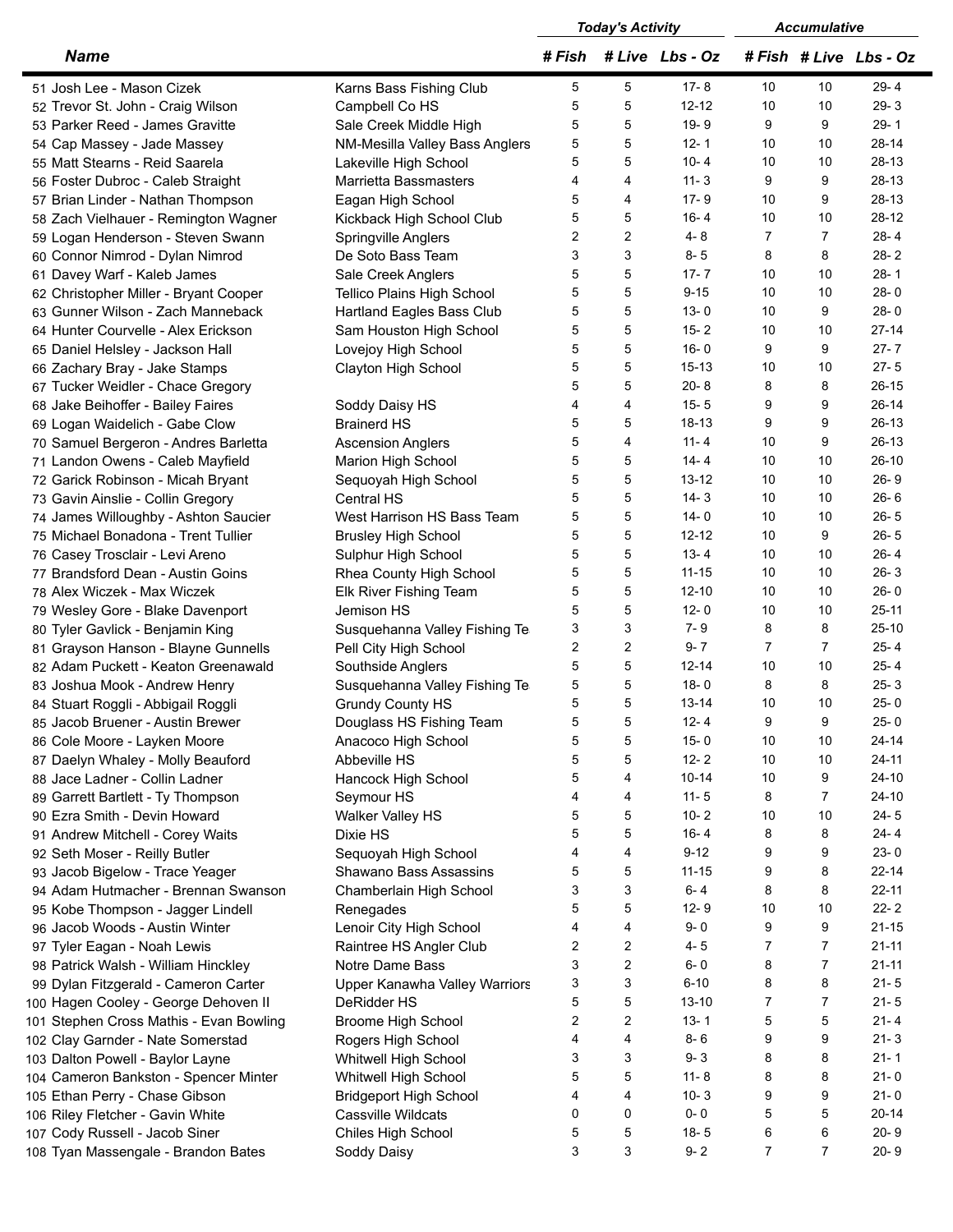| Name | | Today's Activity | | | Accumulative | | |
|---|---|---|---|---|---|---|---|
| | | # Fish | # Live | Lbs - Oz | # Fish | # Live | Lbs - Oz |
| 51 Josh Lee - Mason Cizek | Karns Bass Fishing Club | 5 | 5 | 17- 8 | 10 | 10 | 29- 4 |
| 52 Trevor St. John - Craig Wilson | Campbell Co HS | 5 | 5 | 12-12 | 10 | 10 | 29- 3 |
| 53 Parker Reed - James Gravitte | Sale Creek Middle High | 5 | 5 | 19- 9 | 9 | 9 | 29- 1 |
| 54 Cap Massey - Jade Massey | NM-Mesilla Valley Bass Anglers | 5 | 5 | 12- 1 | 10 | 10 | 28-14 |
| 55 Matt Stearns - Reid Saarela | Lakeville High School | 5 | 5 | 10- 4 | 10 | 10 | 28-13 |
| 56 Foster Dubroc - Caleb Straight | Marrietta Bassmasters | 4 | 4 | 11- 3 | 9 | 9 | 28-13 |
| 57 Brian Linder - Nathan Thompson | Eagan High School | 5 | 4 | 17- 9 | 10 | 9 | 28-13 |
| 58 Zach Vielhauer - Remington Wagner | Kickback High School Club | 5 | 5 | 16- 4 | 10 | 10 | 28-12 |
| 59 Logan Henderson - Steven Swann | Springville Anglers | 2 | 2 | 4- 8 | 7 | 7 | 28- 4 |
| 60 Connor Nimrod - Dylan Nimrod | De Soto Bass Team | 3 | 3 | 8- 5 | 8 | 8 | 28- 2 |
| 61 Davey Warf - Kaleb James | Sale Creek Anglers | 5 | 5 | 17- 7 | 10 | 10 | 28- 1 |
| 62 Christopher Miller - Bryant Cooper | Tellico Plains High School | 5 | 5 | 9-15 | 10 | 10 | 28- 0 |
| 63 Gunner Wilson - Zach Manneback | Hartland Eagles Bass Club | 5 | 5 | 13- 0 | 10 | 9 | 28- 0 |
| 64 Hunter Courvelle - Alex Erickson | Sam Houston High School | 5 | 5 | 15- 2 | 10 | 10 | 27-14 |
| 65 Daniel Helsley - Jackson Hall | Lovejoy High School | 5 | 5 | 16- 0 | 9 | 9 | 27- 7 |
| 66 Zachary Bray - Jake Stamps | Clayton High School | 5 | 5 | 15-13 | 10 | 10 | 27- 5 |
| 67 Tucker Weidler - Chace Gregory | | 5 | 5 | 20- 8 | 8 | 8 | 26-15 |
| 68 Jake Beihoffer - Bailey Faires | Soddy Daisy HS | 4 | 4 | 15- 5 | 9 | 9 | 26-14 |
| 69 Logan Waidelich - Gabe Clow | Brainerd HS | 5 | 5 | 18-13 | 9 | 9 | 26-13 |
| 70 Samuel Bergeron - Andres Barletta | Ascension Anglers | 5 | 4 | 11- 4 | 10 | 9 | 26-13 |
| 71 Landon Owens - Caleb Mayfield | Marion High School | 5 | 5 | 14- 4 | 10 | 10 | 26-10 |
| 72 Garick Robinson - Micah Bryant | Sequoyah High School | 5 | 5 | 13-12 | 10 | 10 | 26- 9 |
| 73 Gavin Ainslie - Collin Gregory | Central HS | 5 | 5 | 14- 3 | 10 | 10 | 26- 6 |
| 74 James Willoughby - Ashton Saucier | West Harrison HS Bass Team | 5 | 5 | 14- 0 | 10 | 10 | 26- 5 |
| 75 Michael Bonadona - Trent Tullier | Brusley High School | 5 | 5 | 12-12 | 10 | 9 | 26- 5 |
| 76 Casey Trosclair - Levi Areno | Sulphur High School | 5 | 5 | 13- 4 | 10 | 10 | 26- 4 |
| 77 Brandsford Dean - Austin Goins | Rhea County High School | 5 | 5 | 11-15 | 10 | 10 | 26- 3 |
| 78 Alex Wiczek - Max Wiczek | Elk River Fishing Team | 5 | 5 | 12-10 | 10 | 10 | 26- 0 |
| 79 Wesley Gore - Blake Davenport | Jemison HS | 5 | 5 | 12- 0 | 10 | 10 | 25-11 |
| 80 Tyler Gavlick - Benjamin King | Susquehanna Valley Fishing Te | 3 | 3 | 7- 9 | 8 | 8 | 25-10 |
| 81 Grayson Hanson - Blayne Gunnells | Pell City High School | 2 | 2 | 9- 7 | 7 | 7 | 25- 4 |
| 82 Adam Puckett - Keaton Greenawald | Southside Anglers | 5 | 5 | 12-14 | 10 | 10 | 25- 4 |
| 83 Joshua Mook - Andrew Henry | Susquehanna Valley Fishing Te | 5 | 5 | 18- 0 | 8 | 8 | 25- 3 |
| 84 Stuart Roggli - Abbigail Roggli | Grundy County HS | 5 | 5 | 13-14 | 10 | 10 | 25- 0 |
| 85 Jacob Bruener - Austin Brewer | Douglass HS Fishing Team | 5 | 5 | 12- 4 | 9 | 9 | 25- 0 |
| 86 Cole Moore - Layken Moore | Anacoco High School | 5 | 5 | 15- 0 | 10 | 10 | 24-14 |
| 87 Daelyn Whaley - Molly Beauford | Abbeville HS | 5 | 5 | 12- 2 | 10 | 10 | 24-11 |
| 88 Jace Ladner - Collin Ladner | Hancock High School | 5 | 4 | 10-14 | 10 | 9 | 24-10 |
| 89 Garrett Bartlett - Ty Thompson | Seymour HS | 4 | 4 | 11- 5 | 8 | 7 | 24-10 |
| 90 Ezra Smith - Devin Howard | Walker Valley HS | 5 | 5 | 10- 2 | 10 | 10 | 24- 5 |
| 91 Andrew Mitchell - Corey Waits | Dixie HS | 5 | 5 | 16- 4 | 8 | 8 | 24- 4 |
| 92 Seth Moser - Reilly Butler | Sequoyah High School | 4 | 4 | 9-12 | 9 | 9 | 23- 0 |
| 93 Jacob Bigelow - Trace Yeager | Shawano Bass Assassins | 5 | 5 | 11-15 | 9 | 8 | 22-14 |
| 94 Adam Hutmacher - Brennan Swanson | Chamberlain High School | 3 | 3 | 6- 4 | 8 | 8 | 22-11 |
| 95 Kobe Thompson - Jagger Lindell | Renegades | 5 | 5 | 12- 9 | 10 | 10 | 22- 2 |
| 96 Jacob Woods - Austin Winter | Lenoir City High School | 4 | 4 | 9- 0 | 9 | 9 | 21-15 |
| 97 Tyler Eagan - Noah Lewis | Raintree HS Angler Club | 2 | 2 | 4- 5 | 7 | 7 | 21-11 |
| 98 Patrick Walsh - William Hinckley | Notre Dame Bass | 3 | 2 | 6- 0 | 8 | 7 | 21-11 |
| 99 Dylan Fitzgerald - Cameron Carter | Upper Kanawha Valley Warriors | 3 | 3 | 6-10 | 8 | 8 | 21- 5 |
| 100 Hagen Cooley - George Dehoven II | DeRidder HS | 5 | 5 | 13-10 | 7 | 7 | 21- 5 |
| 101 Stephen Cross Mathis - Evan Bowling | Broome High School | 2 | 2 | 13- 1 | 5 | 5 | 21- 4 |
| 102 Clay Garnder - Nate Somerstad | Rogers High School | 4 | 4 | 8- 6 | 9 | 9 | 21- 3 |
| 103 Dalton Powell - Baylor Layne | Whitwell High School | 3 | 3 | 9- 3 | 8 | 8 | 21- 1 |
| 104 Cameron Bankston - Spencer Minter | Whitwell High School | 5 | 5 | 11- 8 | 8 | 8 | 21- 0 |
| 105 Ethan Perry - Chase Gibson | Bridgeport High School | 4 | 4 | 10- 3 | 9 | 9 | 21- 0 |
| 106 Riley Fletcher - Gavin White | Cassville Wildcats | 0 | 0 | 0- 0 | 5 | 5 | 20-14 |
| 107 Cody Russell - Jacob Siner | Chiles High School | 5 | 5 | 18- 5 | 6 | 6 | 20- 9 |
| 108 Tyan Massengale - Brandon Bates | Soddy Daisy | 3 | 3 | 9- 2 | 7 | 7 | 20- 9 |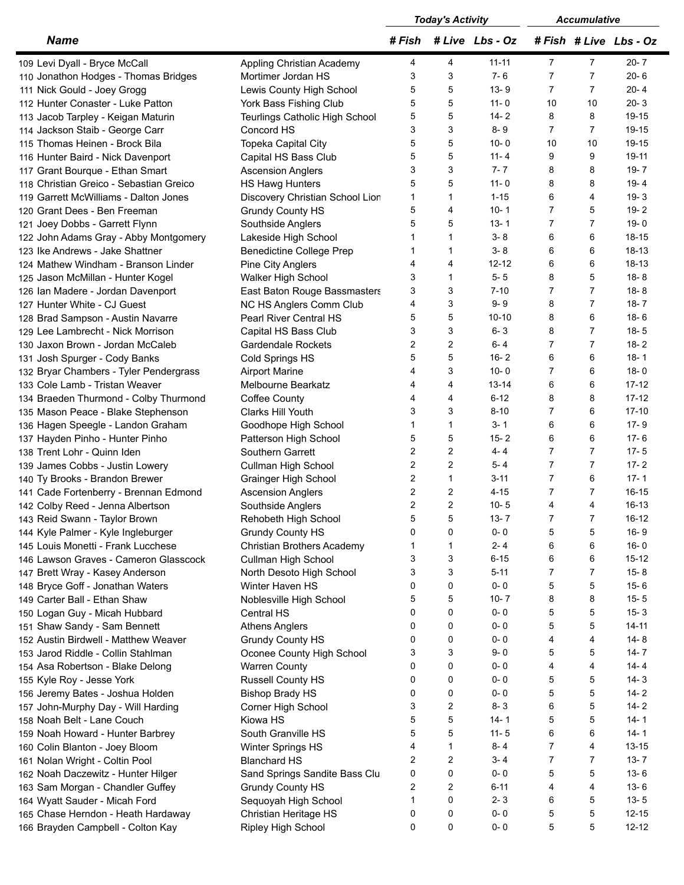| Name | | Today's Activity | | | Accumulative | | |
|---|---|---|---|---|---|---|---|
| | | # Fish | # Live | Lbs - Oz | # Fish | # Live | Lbs - Oz |
| 109 Levi Dyall - Bryce McCall | Appling Christian Academy | 4 | 4 | 11-11 | 7 | 7 | 20- 7 |
| 110 Jonathon Hodges - Thomas Bridges | Mortimer Jordan HS | 3 | 3 | 7- 6 | 7 | 7 | 20- 6 |
| 111 Nick Gould - Joey Grogg | Lewis County High School | 5 | 5 | 13- 9 | 7 | 7 | 20- 4 |
| 112 Hunter Conaster - Luke Patton | York Bass Fishing Club | 5 | 5 | 11- 0 | 10 | 10 | 20- 3 |
| 113 Jacob Tarpley - Keigan Maturin | Teurlings Catholic High School | 5 | 5 | 14- 2 | 8 | 8 | 19-15 |
| 114 Jackson Staib - George Carr | Concord HS | 3 | 3 | 8- 9 | 7 | 7 | 19-15 |
| 115 Thomas Heinen - Brock Bila | Topeka Capital City | 5 | 5 | 10- 0 | 10 | 10 | 19-15 |
| 116 Hunter Baird - Nick Davenport | Capital HS Bass Club | 5 | 5 | 11- 4 | 9 | 9 | 19-11 |
| 117 Grant Bourque - Ethan Smart | Ascension Anglers | 3 | 3 | 7- 7 | 8 | 8 | 19- 7 |
| 118 Christian Greico - Sebastian Greico | HS Hawg Hunters | 5 | 5 | 11- 0 | 8 | 8 | 19- 4 |
| 119 Garrett McWilliams - Dalton Jones | Discovery Christian School Lion | 1 | 1 | 1-15 | 6 | 4 | 19- 3 |
| 120 Grant Dees - Ben Freeman | Grundy County HS | 5 | 4 | 10- 1 | 7 | 5 | 19- 2 |
| 121 Joey Dobbs - Garrett Flynn | Southside Anglers | 5 | 5 | 13- 1 | 7 | 7 | 19- 0 |
| 122 John Adams Gray - Abby Montgomery | Lakeside High School | 1 | 1 | 3- 8 | 6 | 6 | 18-15 |
| 123 Ike Andrews - Jake Shattner | Benedictine College Prep | 1 | 1 | 3- 8 | 6 | 6 | 18-13 |
| 124 Mathew Windham - Branson Linder | Pine City Anglers | 4 | 4 | 12-12 | 6 | 6 | 18-13 |
| 125 Jason McMillan - Hunter Kogel | Walker High School | 3 | 1 | 5- 5 | 8 | 5 | 18- 8 |
| 126 Ian Madere - Jordan Davenport | East Baton Rouge Bassmasters | 3 | 3 | 7-10 | 7 | 7 | 18- 8 |
| 127 Hunter White - CJ Guest | NC HS Anglers Comm Club | 4 | 3 | 9- 9 | 8 | 7 | 18- 7 |
| 128 Brad Sampson - Austin Navarre | Pearl River Central HS | 5 | 5 | 10-10 | 8 | 6 | 18- 6 |
| 129 Lee Lambrecht - Nick Morrison | Capital HS Bass Club | 3 | 3 | 6- 3 | 8 | 7 | 18- 5 |
| 130 Jaxon Brown - Jordan McCaleb | Gardendale Rockets | 2 | 2 | 6- 4 | 7 | 7 | 18- 2 |
| 131 Josh Spurger - Cody Banks | Cold Springs HS | 5 | 5 | 16- 2 | 6 | 6 | 18- 1 |
| 132 Bryar Chambers - Tyler Pendergrass | Airport Marine | 4 | 3 | 10- 0 | 7 | 6 | 18- 0 |
| 133 Cole Lamb - Tristan Weaver | Melbourne Bearkatz | 4 | 4 | 13-14 | 6 | 6 | 17-12 |
| 134 Braeden Thurmond - Colby Thurmond | Coffee County | 4 | 4 | 6-12 | 8 | 8 | 17-12 |
| 135 Mason Peace - Blake Stephenson | Clarks Hill Youth | 3 | 3 | 8-10 | 7 | 6 | 17-10 |
| 136 Hagen Speegle - Landon Graham | Goodhope High School | 1 | 1 | 3- 1 | 6 | 6 | 17- 9 |
| 137 Hayden Pinho - Hunter Pinho | Patterson High School | 5 | 5 | 15- 2 | 6 | 6 | 17- 6 |
| 138 Trent Lohr - Quinn Iden | Southern Garrett | 2 | 2 | 4- 4 | 7 | 7 | 17- 5 |
| 139 James Cobbs - Justin Lowery | Cullman High School | 2 | 2 | 5- 4 | 7 | 7 | 17- 2 |
| 140 Ty Brooks - Brandon Brewer | Grainger High School | 2 | 1 | 3-11 | 7 | 6 | 17- 1 |
| 141 Cade Fortenberry - Brennan Edmond | Ascension Anglers | 2 | 2 | 4-15 | 7 | 7 | 16-15 |
| 142 Colby Reed - Jenna Albertson | Southside Anglers | 2 | 2 | 10- 5 | 4 | 4 | 16-13 |
| 143 Reid Swann - Taylor Brown | Rehobeth High School | 5 | 5 | 13- 7 | 7 | 7 | 16-12 |
| 144 Kyle Palmer - Kyle Ingleburger | Grundy County HS | 0 | 0 | 0- 0 | 5 | 5 | 16- 9 |
| 145 Louis Monetti - Frank Lucchese | Christian Brothers Academy | 1 | 1 | 2- 4 | 6 | 6 | 16- 0 |
| 146 Lawson Graves - Cameron Glasscock | Cullman High School | 3 | 3 | 6-15 | 6 | 6 | 15-12 |
| 147 Brett Wray - Kasey Anderson | North Desoto High School | 3 | 3 | 5-11 | 7 | 7 | 15- 8 |
| 148 Bryce Goff - Jonathan Waters | Winter Haven HS | 0 | 0 | 0- 0 | 5 | 5 | 15- 6 |
| 149 Carter Ball - Ethan Shaw | Noblesville High School | 5 | 5 | 10- 7 | 8 | 8 | 15- 5 |
| 150 Logan Guy - Micah Hubbard | Central HS | 0 | 0 | 0- 0 | 5 | 5 | 15- 3 |
| 151 Shaw Sandy - Sam Bennett | Athens Anglers | 0 | 0 | 0- 0 | 5 | 5 | 14-11 |
| 152 Austin Birdwell - Matthew Weaver | Grundy County HS | 0 | 0 | 0- 0 | 4 | 4 | 14- 8 |
| 153 Jarod Riddle - Collin Stahlman | Oconee County High School | 3 | 3 | 9- 0 | 5 | 5 | 14- 7 |
| 154 Asa Robertson - Blake Delong | Warren County | 0 | 0 | 0- 0 | 4 | 4 | 14- 4 |
| 155 Kyle Roy - Jesse York | Russell County HS | 0 | 0 | 0- 0 | 5 | 5 | 14- 3 |
| 156 Jeremy Bates - Joshua Holden | Bishop Brady HS | 0 | 0 | 0- 0 | 5 | 5 | 14- 2 |
| 157 John-Murphy Day - Will Harding | Corner High School | 3 | 2 | 8- 3 | 6 | 5 | 14- 2 |
| 158 Noah Belt - Lane Couch | Kiowa HS | 5 | 5 | 14- 1 | 5 | 5 | 14- 1 |
| 159 Noah Howard - Hunter Barbrey | South Granville HS | 5 | 5 | 11- 5 | 6 | 6 | 14- 1 |
| 160 Colin Blanton - Joey Bloom | Winter Springs HS | 4 | 1 | 8- 4 | 7 | 4 | 13-15 |
| 161 Nolan Wright - Coltin Pool | Blanchard HS | 2 | 2 | 3- 4 | 7 | 7 | 13- 7 |
| 162 Noah Daczewitz - Hunter Hilger | Sand Springs Sandite Bass Clu | 0 | 0 | 0- 0 | 5 | 5 | 13- 6 |
| 163 Sam Morgan - Chandler Guffey | Grundy County HS | 2 | 2 | 6-11 | 4 | 4 | 13- 6 |
| 164 Wyatt Sauder - Micah Ford | Sequoyah High School | 1 | 0 | 2- 3 | 6 | 5 | 13- 5 |
| 165 Chase Herndon - Heath Hardaway | Christian Heritage HS | 0 | 0 | 0- 0 | 5 | 5 | 12-15 |
| 166 Brayden Campbell - Colton Kay | Ripley High School | 0 | 0 | 0- 0 | 5 | 5 | 12-12 |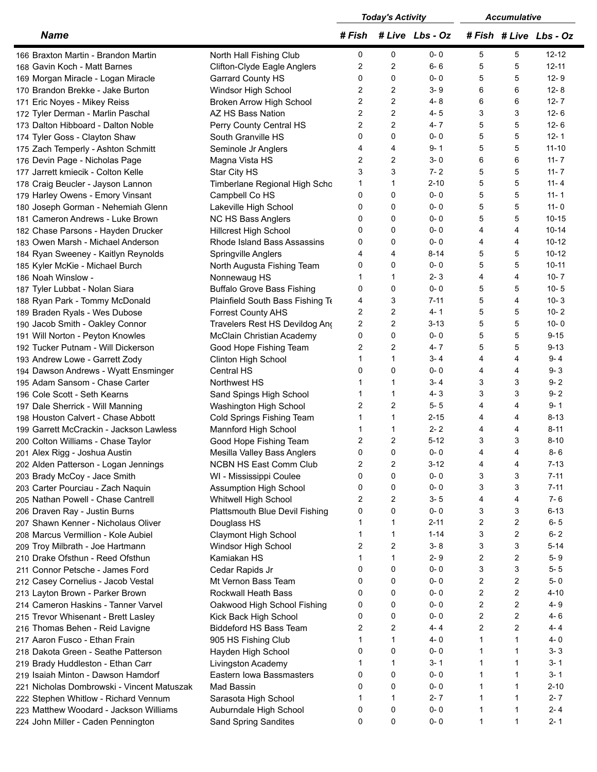| Name | | Today's Activity | | | Accumulative | | |
|---|---|---|---|---|---|---|---|
| | | # Fish | # Live | Lbs - Oz | # Fish | # Live | Lbs - Oz |
| 166 Braxton Martin - Brandon Martin | North Hall Fishing Club | 0 | 0 | 0- 0 | 5 | 5 | 12-12 |
| 168 Gavin Koch - Matt Barnes | Clifton-Clyde Eagle Anglers | 2 | 2 | 6- 6 | 5 | 5 | 12-11 |
| 169 Morgan Miracle - Logan Miracle | Garrard County HS | 0 | 0 | 0- 0 | 5 | 5 | 12- 9 |
| 170 Brandon Brekke - Jake Burton | Windsor High School | 2 | 2 | 3- 9 | 6 | 6 | 12- 8 |
| 171 Eric Noyes - Mikey Reiss | Broken Arrow High School | 2 | 2 | 4- 8 | 6 | 6 | 12- 7 |
| 172 Tyler Derman - Marlin Paschal | AZ HS Bass Nation | 2 | 2 | 4- 5 | 3 | 3 | 12- 6 |
| 173 Dalton Hibboard - Dalton Noble | Perry County Central HS | 2 | 2 | 4- 7 | 5 | 5 | 12- 6 |
| 174 Tyler Goss - Clayton Shaw | South Granville HS | 0 | 0 | 0- 0 | 5 | 5 | 12- 1 |
| 175 Zach Temperly - Ashton Schmitt | Seminole Jr Anglers | 4 | 4 | 9- 1 | 5 | 5 | 11-10 |
| 176 Devin Page - Nicholas Page | Magna Vista HS | 2 | 2 | 3- 0 | 6 | 6 | 11- 7 |
| 177 Jarrett kmiecik - Colton Kelle | Star City HS | 3 | 3 | 7- 2 | 5 | 5 | 11- 7 |
| 178 Craig Beucler - Jayson Lannon | Timberlane Regional High Scho | 1 | 1 | 2-10 | 5 | 5 | 11- 4 |
| 179 Harley Owens - Emory Vinsant | Campbell Co HS | 0 | 0 | 0- 0 | 5 | 5 | 11- 1 |
| 180 Joseph Gorman - Nehemiah Glenn | Lakeville High School | 0 | 0 | 0- 0 | 5 | 5 | 11- 0 |
| 181 Cameron Andrews - Luke Brown | NC HS Bass Anglers | 0 | 0 | 0- 0 | 5 | 5 | 10-15 |
| 182 Chase Parsons - Hayden Drucker | Hillcrest High School | 0 | 0 | 0- 0 | 4 | 4 | 10-14 |
| 183 Owen Marsh - Michael Anderson | Rhode Island Bass Assassins | 0 | 0 | 0- 0 | 4 | 4 | 10-12 |
| 184 Ryan Sweeney - Kaitlyn Reynolds | Springville Anglers | 4 | 4 | 8-14 | 5 | 5 | 10-12 |
| 185 Kyler McKie - Michael Burch | North Augusta Fishing Team | 0 | 0 | 0- 0 | 5 | 5 | 10-11 |
| 186 Noah Winslow - | Nonnewaug HS | 1 | 1 | 2- 3 | 4 | 4 | 10- 7 |
| 187 Tyler Lubbat - Nolan Siara | Buffalo Grove Bass Fishing | 0 | 0 | 0- 0 | 5 | 5 | 10- 5 |
| 188 Ryan Park - Tommy McDonald | Plainfield South Bass Fishing Te | 4 | 3 | 7-11 | 5 | 4 | 10- 3 |
| 189 Braden Ryals - Wes Dubose | Forrest County AHS | 2 | 2 | 4- 1 | 5 | 5 | 10- 2 |
| 190 Jacob Smith - Oakley Connor | Travelers Rest HS Devildog Ang | 2 | 2 | 3-13 | 5 | 5 | 10- 0 |
| 191 Will Norton - Peyton Knowles | McClain Christian Academy | 0 | 0 | 0- 0 | 5 | 5 | 9-15 |
| 192 Tucker Putnam - Will Dickerson | Good Hope Fishing Team | 2 | 2 | 4- 7 | 5 | 5 | 9-13 |
| 193 Andrew Lowe - Garrett Zody | Clinton High School | 1 | 1 | 3- 4 | 4 | 4 | 9- 4 |
| 194 Dawson Andrews - Wyatt Ensminger | Central HS | 0 | 0 | 0- 0 | 4 | 4 | 9- 3 |
| 195 Adam Sansom - Chase Carter | Northwest HS | 1 | 1 | 3- 4 | 3 | 3 | 9- 2 |
| 196 Cole Scott - Seth Kearns | Sand Spings High School | 1 | 1 | 4- 3 | 3 | 3 | 9- 2 |
| 197 Dale Sherrick - Will Manning | Washington High School | 2 | 2 | 5- 5 | 4 | 4 | 9- 1 |
| 198 Houston Calvert - Chase Abbott | Cold Springs Fishing Team | 1 | 1 | 2-15 | 4 | 4 | 8-13 |
| 199 Garrett McCrackin - Jackson Lawless | Mannford High School | 1 | 1 | 2- 2 | 4 | 4 | 8-11 |
| 200 Colton Williams - Chase Taylor | Good Hope Fishing Team | 2 | 2 | 5-12 | 3 | 3 | 8-10 |
| 201 Alex Rigg - Joshua Austin | Mesilla Valley Bass Anglers | 0 | 0 | 0- 0 | 4 | 4 | 8- 6 |
| 202 Alden Patterson - Logan Jennings | NCBN HS East Comm Club | 2 | 2 | 3-12 | 4 | 4 | 7-13 |
| 203 Brady McCoy - Jace Smith | WI - Mississippi Coulee | 0 | 0 | 0- 0 | 3 | 3 | 7-11 |
| 203 Carter Pourciau - Zach Naquin | Assumption High School | 0 | 0 | 0- 0 | 3 | 3 | 7-11 |
| 205 Nathan Powell - Chase Cantrell | Whitwell High School | 2 | 2 | 3- 5 | 4 | 4 | 7- 6 |
| 206 Draven Ray - Justin Burns | Plattsmouth Blue Devil Fishing | 0 | 0 | 0- 0 | 3 | 3 | 6-13 |
| 207 Shawn Kenner - Nicholaus Oliver | Douglass HS | 1 | 1 | 2-11 | 2 | 2 | 6- 5 |
| 208 Marcus Vermillion - Kole Aubiel | Claymont High School | 1 | 1 | 1-14 | 3 | 2 | 6- 2 |
| 209 Troy Milbrath - Joe Hartmann | Windsor High School | 2 | 2 | 3- 8 | 3 | 3 | 5-14 |
| 210 Drake Ofsthun - Reed Ofsthun | Kamiakan HS | 1 | 1 | 2- 9 | 2 | 2 | 5- 9 |
| 211 Connor Petsche - James Ford | Cedar Rapids Jr | 0 | 0 | 0- 0 | 3 | 3 | 5- 5 |
| 212 Casey Cornelius - Jacob Vestal | Mt Vernon Bass Team | 0 | 0 | 0- 0 | 2 | 2 | 5- 0 |
| 213 Layton Brown - Parker Brown | Rockwall Heath Bass | 0 | 0 | 0- 0 | 2 | 2 | 4-10 |
| 214 Cameron Haskins - Tanner Varvel | Oakwood High School Fishing | 0 | 0 | 0- 0 | 2 | 2 | 4- 9 |
| 215 Trevor Whisenant - Brett Lasley | Kick Back High School | 0 | 0 | 0- 0 | 2 | 2 | 4- 6 |
| 216 Thomas Behen - Reid Lavigne | Biddeford HS Bass Team | 2 | 2 | 4- 4 | 2 | 2 | 4- 4 |
| 217 Aaron Fusco - Ethan Frain | 905 HS Fishing Club | 1 | 1 | 4- 0 | 1 | 1 | 4- 0 |
| 218 Dakota Green - Seathe Patterson | Hayden High School | 0 | 0 | 0- 0 | 1 | 1 | 3- 3 |
| 219 Brady Huddleston - Ethan Carr | Livingston Academy | 1 | 1 | 3- 1 | 1 | 1 | 3- 1 |
| 219 Isaiah Minton - Dawson Hamdorf | Eastern Iowa Bassmasters | 0 | 0 | 0- 0 | 1 | 1 | 3- 1 |
| 221 Nicholas Dombrowski - Vincent Matuszak | Mad Bassin | 0 | 0 | 0- 0 | 1 | 1 | 2-10 |
| 222 Stephen Whitlow - Richard Vennum | Sarasota High School | 1 | 1 | 2- 7 | 1 | 1 | 2- 7 |
| 223 Matthew Woodard - Jackson Williams | Auburndale High School | 0 | 0 | 0- 0 | 1 | 1 | 2- 4 |
| 224 John Miller - Caden Pennington | Sand Spring Sandites | 0 | 0 | 0- 0 | 1 | 1 | 2- 1 |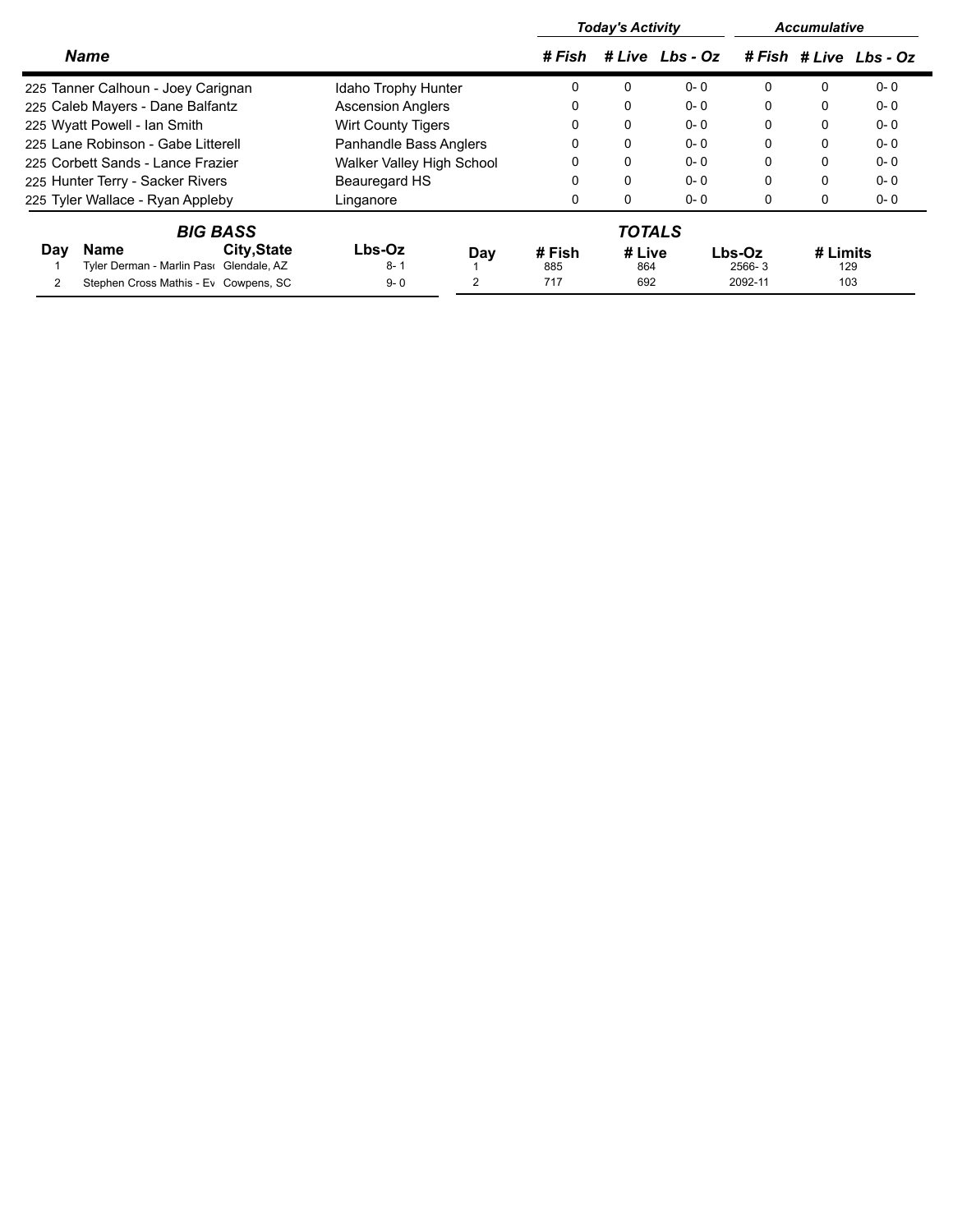| Name | | Today's Activity # Fish | Today's Activity # Live | Today's Activity Lbs - Oz | Accumulative # Fish | Accumulative # Live | Accumulative Lbs - Oz |
|---|---|---|---|---|---|---|---|
| 225 Tanner Calhoun - Joey Carignan | Idaho Trophy Hunter | 0 | 0 | 0- 0 | 0 | 0 | 0- 0 |
| 225 Caleb Mayers - Dane Balfantz | Ascension Anglers | 0 | 0 | 0- 0 | 0 | 0 | 0- 0 |
| 225 Wyatt Powell - Ian Smith | Wirt County Tigers | 0 | 0 | 0- 0 | 0 | 0 | 0- 0 |
| 225 Lane Robinson - Gabe Litterell | Panhandle Bass Anglers | 0 | 0 | 0- 0 | 0 | 0 | 0- 0 |
| 225 Corbett Sands - Lance Frazier | Walker Valley High School | 0 | 0 | 0- 0 | 0 | 0 | 0- 0 |
| 225 Hunter Terry - Sacker Rivers | Beauregard HS | 0 | 0 | 0- 0 | 0 | 0 | 0- 0 |
| 225 Tyler Wallace - Ryan Appleby | Linganore | 0 | 0 | 0- 0 | 0 | 0 | 0- 0 |

## BIG BASS

| Day | Name | City,State | Lbs-Oz |
|---|---|---|---|
| 1 | Tyler Derman - Marlin Pas | Glendale, AZ | 8- 1 |
| 2 | Stephen Cross Mathis - Ev | Cowpens, SC | 9- 0 |

## TOTALS

| Day | # Fish | # Live | Lbs-Oz | # Limits |
|---|---|---|---|---|
| 1 | 885 | 864 | 2566- 3 | 129 |
| 2 | 717 | 692 | 2092-11 | 103 |